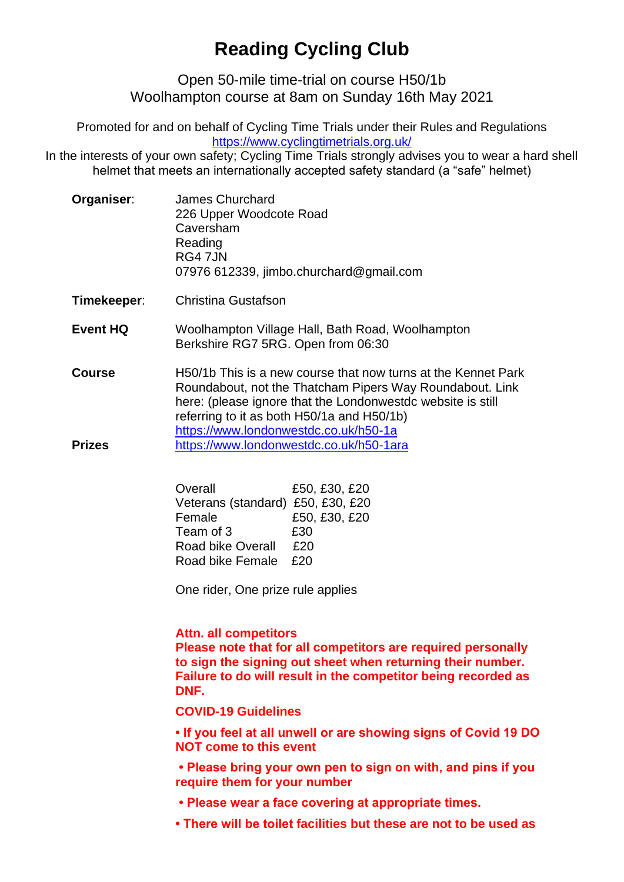# Reading Cycling Club

Open 50-mile time-trial on course H50/1b
Woolhampton course at 8am on Sunday 16th May 2021

Promoted for and on behalf of Cycling Time Trials under their Rules and Regulations
https://www.cyclingtimetrials.org.uk/
In the interests of your own safety; Cycling Time Trials strongly advises you to wear a hard shell helmet that meets an internationally accepted safety standard (a “safe” helmet)

**Organiser**: James Churchard
226 Upper Woodcote Road
Caversham
Reading
RG4 7JN
07976 612339, jimbo.churchard@gmail.com

**Timekeeper**: Christina Gustafson

**Event HQ** Woolhampton Village Hall, Bath Road, Woolhampton Berkshire RG7 5RG. Open from 06:30

**Course** H50/1b This is a new course that now turns at the Kennet Park Roundabout, not the Thatcham Pipers Way Roundabout. Link here: (please ignore that the Londonwestdc website is still referring to it as both H50/1a and H50/1b)
https://www.londonwestdc.co.uk/h50-1a
https://www.londonwestdc.co.uk/h50-1ara

**Prizes**

| | |
|---|---|
| Overall | £50, £30, £20 |
| Veterans (standard) | £50, £30, £20 |
| Female | £50, £30, £20 |
| Team of 3 | £30 |
| Road bike Overall | £20 |
| Road bike Female | £20 |

One rider, One prize rule applies

**Attn. all competitors**
**Please note that for all competitors are required personally to sign the signing out sheet when returning their number. Failure to do will result in the competitor being recorded as DNF.**

**COVID-19 Guidelines**

- **If you feel at all unwell or are showing signs of Covid 19 DO NOT come to this event**
- **Please bring your own pen to sign on with, and pins if you require them for your number**
- **Please wear a face covering at appropriate times.**
- **There will be toilet facilities but these are not to be used as**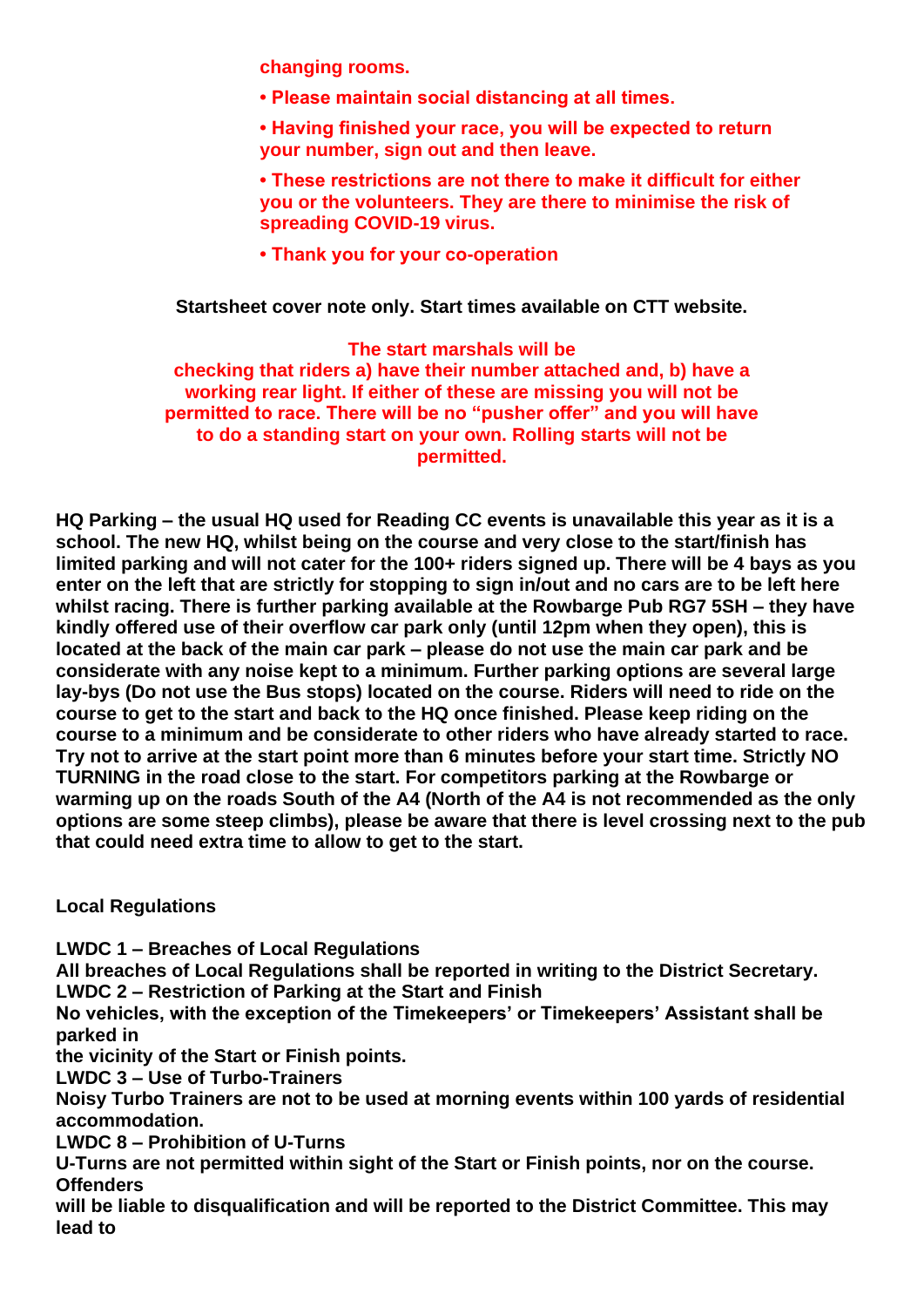**changing rooms.**

- **Please maintain social distancing at all times.**
- **Having finished your race, you will be expected to return your number, sign out and then leave.**
- **These restrictions are not there to make it difficult for either you or the volunteers. They are there to minimise the risk of spreading COVID-19 virus.**
- **Thank you for your co-operation**

**Startsheet cover note only. Start times available on CTT website.**

**The start marshals will be checking that riders a) have their number attached and, b) have a working rear light. If either of these are missing you will not be permitted to race. There will be no "pusher offer" and you will have to do a standing start on your own. Rolling starts will not be permitted.**

**HQ Parking – the usual HQ used for Reading CC events is unavailable this year as it is a school. The new HQ, whilst being on the course and very close to the start/finish has limited parking and will not cater for the 100+ riders signed up. There will be 4 bays as you enter on the left that are strictly for stopping to sign in/out and no cars are to be left here whilst racing. There is further parking available at the Rowbarge Pub RG7 5SH – they have kindly offered use of their overflow car park only (until 12pm when they open), this is located at the back of the main car park – please do not use the main car park and be considerate with any noise kept to a minimum. Further parking options are several large lay-bys (Do not use the Bus stops) located on the course. Riders will need to ride on the course to get to the start and back to the HQ once finished. Please keep riding on the course to a minimum and be considerate to other riders who have already started to race. Try not to arrive at the start point more than 6 minutes before your start time. Strictly NO TURNING in the road close to the start. For competitors parking at the Rowbarge or warming up on the roads South of the A4 (North of the A4 is not recommended as the only options are some steep climbs), please be aware that there is level crossing next to the pub that could need extra time to allow to get to the start.**

**Local Regulations**

**LWDC 1 – Breaches of Local Regulations**
**All breaches of Local Regulations shall be reported in writing to the District Secretary.**
**LWDC 2 – Restriction of Parking at the Start and Finish**
**No vehicles, with the exception of the Timekeepers' or Timekeepers' Assistant shall be parked in the vicinity of the Start or Finish points.**
**LWDC 3 – Use of Turbo-Trainers**
**Noisy Turbo Trainers are not to be used at morning events within 100 yards of residential accommodation.**
**LWDC 8 – Prohibition of U-Turns**
**U-Turns are not permitted within sight of the Start or Finish points, nor on the course. Offenders will be liable to disqualification and will be reported to the District Committee. This may lead to**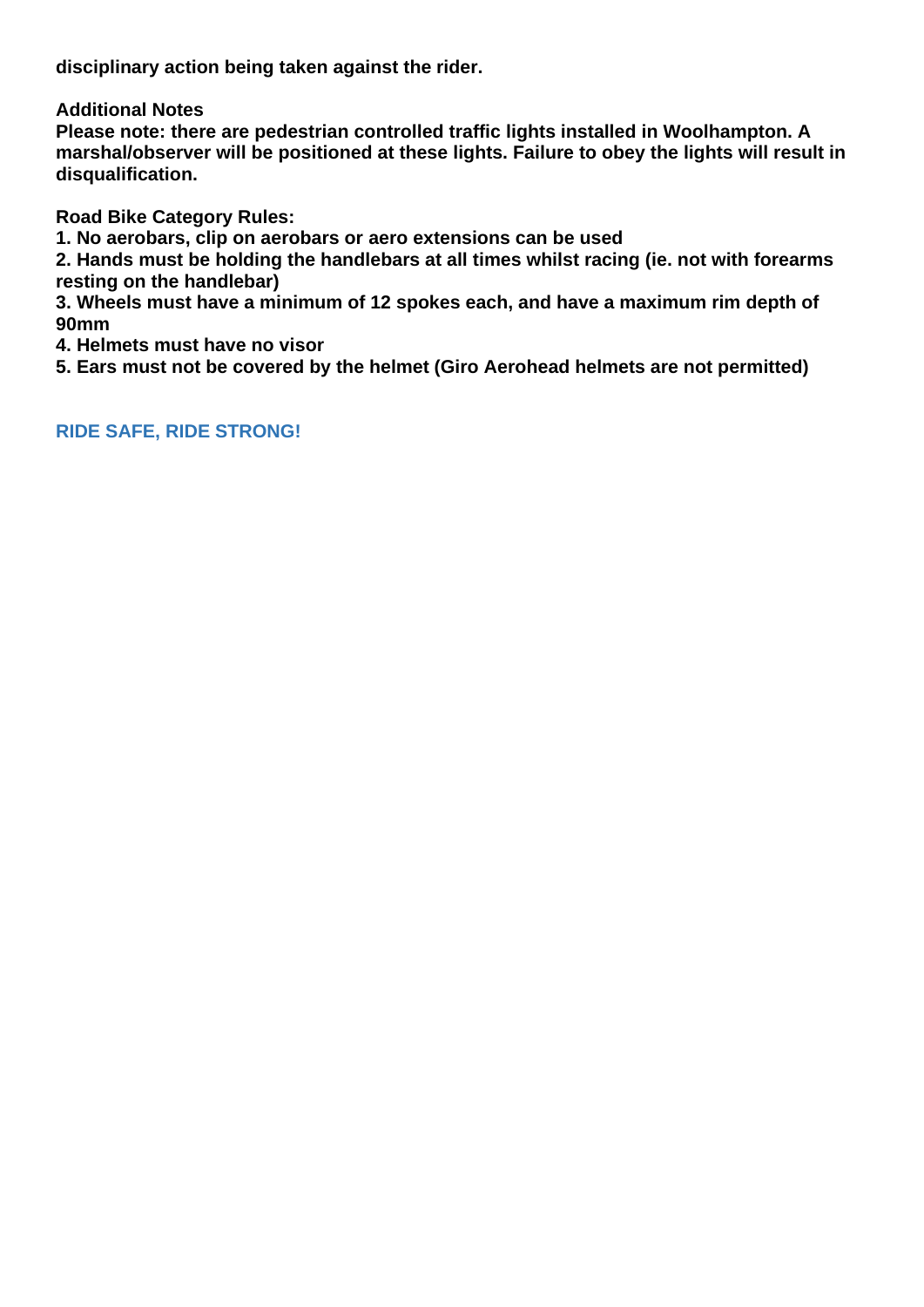**disciplinary action being taken against the rider.**

**Additional Notes**
**Please note: there are pedestrian controlled traffic lights installed in Woolhampton. A marshal/observer will be positioned at these lights. Failure to obey the lights will result in disqualification.**

**Road Bike Category Rules:**

**1. No aerobars, clip on aerobars or aero extensions can be used**
**2. Hands must be holding the handlebars at all times whilst racing (ie. not with forearms resting on the handlebar)**
**3. Wheels must have a minimum of 12 spokes each, and have a maximum rim depth of 90mm**
**4. Helmets must have no visor**
**5. Ears must not be covered by the helmet (Giro Aerohead helmets are not permitted)**

**RIDE SAFE, RIDE STRONG!**